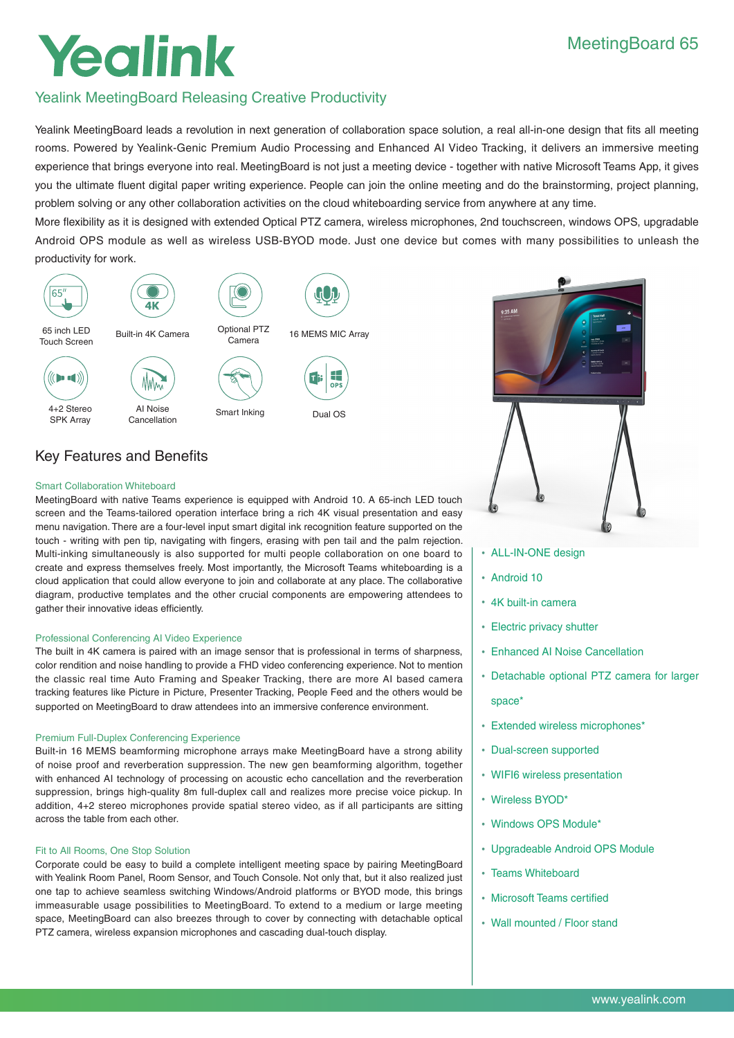# Yealink

MeetingBoard 65

## Yealink MeetingBoard Releasing Creative Productivity

Yealink MeetingBoard leads a revolution in next generation of collaboration space solution, a real all-in-one design that fits all meeting rooms. Powered by Yealink-Genic Premium Audio Processing and Enhanced AI Video Tracking, it delivers an immersive meeting experience that brings everyone into real. MeetingBoard is not just a meeting device - together with native Microsoft Teams App, it gives you the ultimate fluent digital paper writing experience. People can join the online meeting and do the brainstorming, project planning, problem solving or any other collaboration activities on the cloud whiteboarding service from anywhere at any time.

More flexibility as it is designed with extended Optical PTZ camera, wireless microphones, 2nd touchscreen, windows OPS, upgradable Android OPS module as well as wireless USB-BYOD mode. Just one device but comes with many possibilities to unleash the productivity for work.

- 65 inch LED Touch Screen
- Built-in 4K Camera
- Optional PTZ Camera
- 16 MEMS MIC Array
- 4+2 Stereo SPK Array
- AI Noise Cancellation
- Smart Inking
- Dual OS

## Key Features and Benefits

### Smart Collaboration Whiteboard

MeetingBoard with native Teams experience is equipped with Android 10. A 65-inch LED touch screen and the Teams-tailored operation interface bring a rich 4K visual presentation and easy menu navigation. There are a four-level input smart digital ink recognition feature supported on the touch - writing with pen tip, navigating with fingers, erasing with pen tail and the palm rejection. Multi-inking simultaneously is also supported for multi people collaboration on one board to create and express themselves freely. Most importantly, the Microsoft Teams whiteboarding is a cloud application that could allow everyone to join and collaborate at any place. The collaborative diagram, productive templates and the other crucial components are empowering attendees to gather their innovative ideas efficiently.

### Professional Conferencing AI Video Experience

The built in 4K camera is paired with an image sensor that is professional in terms of sharpness, color rendition and noise handling to provide a FHD video conferencing experience. Not to mention the classic real time Auto Framing and Speaker Tracking, there are more AI based camera tracking features like Picture in Picture, Presenter Tracking, People Feed and the others would be supported on MeetingBoard to draw attendees into an immersive conference environment.

### Premium Full-Duplex Conferencing Experience

Built-in 16 MEMS beamforming microphone arrays make MeetingBoard have a strong ability of noise proof and reverberation suppression. The new gen beamforming algorithm, together with enhanced AI technology of processing on acoustic echo cancellation and the reverberation suppression, brings high-quality 8m full-duplex call and realizes more precise voice pickup. In addition, 4+2 stereo microphones provide spatial stereo video, as if all participants are sitting across the table from each other.

### Fit to All Rooms, One Stop Solution

Corporate could be easy to build a complete intelligent meeting space by pairing MeetingBoard with Yealink Room Panel, Room Sensor, and Touch Console. Not only that, but it also realized just one tap to achieve seamless switching Windows/Android platforms or BYOD mode, this brings immeasurable usage possibilities to MeetingBoard. To extend to a medium or large meeting space, MeetingBoard can also breezes through to cover by connecting with detachable optical PTZ camera, wireless expansion microphones and cascading dual-touch display.

- ALL-IN-ONE design
- Android 10
- 4K built-in camera
- Electric privacy shutter
- Enhanced AI Noise Cancellation
- Detachable optional PTZ camera for larger space*
- Extended wireless microphones*
- Dual-screen supported
- WIFI6 wireless presentation
- Wireless BYOD*
- Windows OPS Module*
- Upgradeable Android OPS Module
- Teams Whiteboard
- Microsoft Teams certified
- Wall mounted / Floor stand

www.yealink.com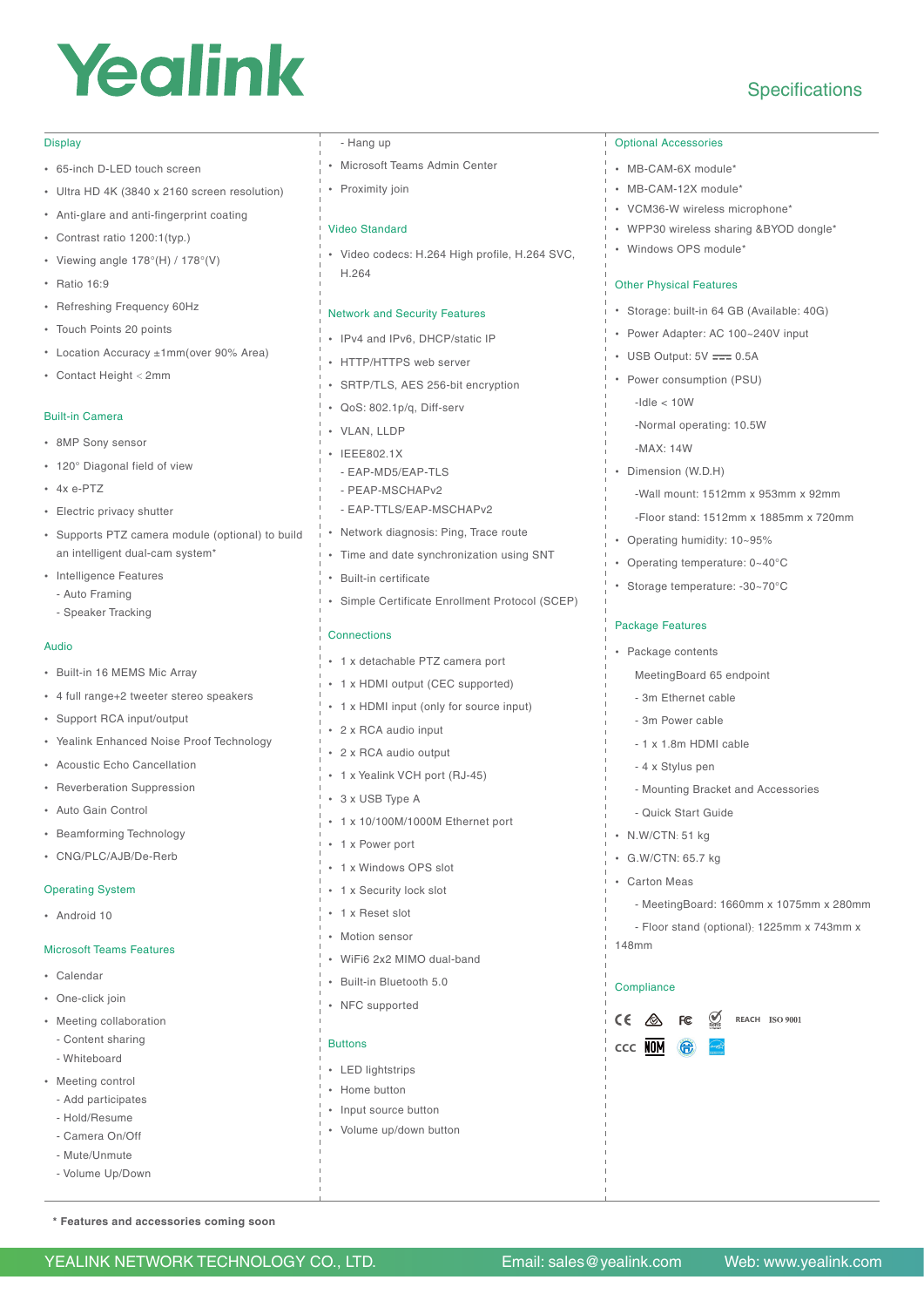# Yealink

## Specifications

### Display

- 65-inch D-LED touch screen
- Ultra HD 4K (3840 x 2160 screen resolution)
- Anti-glare and anti-fingerprint coating
- Contrast ratio 1200:1(typ.)
- Viewing angle 178°(H) / 178°(V)
- Ratio 16:9
- Refreshing Frequency 60Hz
- Touch Points 20 points
- Location Accuracy ±1mm(over 90% Area)
- Contact Height < 2mm

### Built-in Camera

- 8MP Sony sensor
- 120° Diagonal field of view
- 4x e-PTZ
- Electric privacy shutter
- Supports PTZ camera module (optional) to build an intelligent dual-cam system*
- Intelligence Features
  - Auto Framing
  - Speaker Tracking

### Audio

- Built-in 16 MEMS Mic Array
- 4 full range+2 tweeter stereo speakers
- Support RCA input/output
- Yealink Enhanced Noise Proof Technology
- Acoustic Echo Cancellation
- Reverberation Suppression
- Auto Gain Control
- Beamforming Technology
- CNG/PLC/AJB/De-Rerb

### Operating System

- Android 10

### Microsoft Teams Features

- Calendar
- One-click join
- Meeting collaboration
  - Content sharing
  - Whiteboard
- Meeting control
  - Add participates
  - Hold/Resume
  - Camera On/Off
  - Mute/Unmute
  - Volume Up/Down
  - Hang up
- Microsoft Teams Admin Center
- Proximity join

### Video Standard

- Video codecs: H.264 High profile, H.264 SVC, H.264

### Network and Security Features

- IPv4 and IPv6, DHCP/static IP
- HTTP/HTTPS web server
- SRTP/TLS, AES 256-bit encryption
- QoS: 802.1p/q, Diff-serv
- VLAN, LLDP
- IEEE802.1X
  - EAP-MD5/EAP-TLS
  - PEAP-MSCHAPv2
  - EAP-TTLS/EAP-MSCHAPv2
- Network diagnosis: Ping, Trace route
- Time and date synchronization using SNT
- Built-in certificate
- Simple Certificate Enrollment Protocol (SCEP)

### Connections

- 1 x detachable PTZ camera port
- 1 x HDMI output (CEC supported)
- 1 x HDMI input (only for source input)
- 2 x RCA audio input
- 2 x RCA audio output
- 1 x Yealink VCH port (RJ-45)
- 3 x USB Type A
- 1 x 10/100M/1000M Ethernet port
- 1 x Power port
- 1 x Windows OPS slot
- 1 x Security lock slot
- 1 x Reset slot
- Motion sensor
- WiFi6 2x2 MIMO dual-band
- Built-in Bluetooth 5.0
- NFC supported

### Buttons

- LED lightstrips
- Home button
- Input source button
- Volume up/down button

### Optional Accessories

- MB-CAM-6X module*
- MB-CAM-12X module*
- VCM36-W wireless microphone*
- WPP30 wireless sharing &BYOD dongle*
- Windows OPS module*

### Other Physical Features

- Storage: built-in 64 GB (Available: 40G)
- Power Adapter: AC 100~240V input
- USB Output: 5V ⎓ 0.5A
- Power consumption (PSU)
  - Idle < 10W
  - Normal operating: 10.5W
  - MAX: 14W
- Dimension (W.D.H)
  - Wall mount: 1512mm x 953mm x 92mm
  - Floor stand: 1512mm x 1885mm x 720mm
- Operating humidity: 10~95%
- Operating temperature: 0~40°C
- Storage temperature: -30~70°C

### Package Features

- Package contents
  - MeetingBoard 65 endpoint
  - 3m Ethernet cable
  - 3m Power cable
  - 1 x 1.8m HDMI cable
  - 4 x Stylus pen
  - Mounting Bracket and Accessories
  - Quick Start Guide
- N.W/CTN: 51 kg
- G.W/CTN: 65.7 kg
- Carton Meas
  - MeetingBoard: 1660mm x 1075mm x 280mm
  - Floor stand (optional): 1225mm x 743mm x 148mm

### Compliance

CE, FCC, RoHS, REACH, ISO 9001, CCC, NOM

**\* Features and accessories coming soon**

YEALINK NETWORK TECHNOLOGY CO., LTD. Email: sales@yealink.com Web: www.yealink.com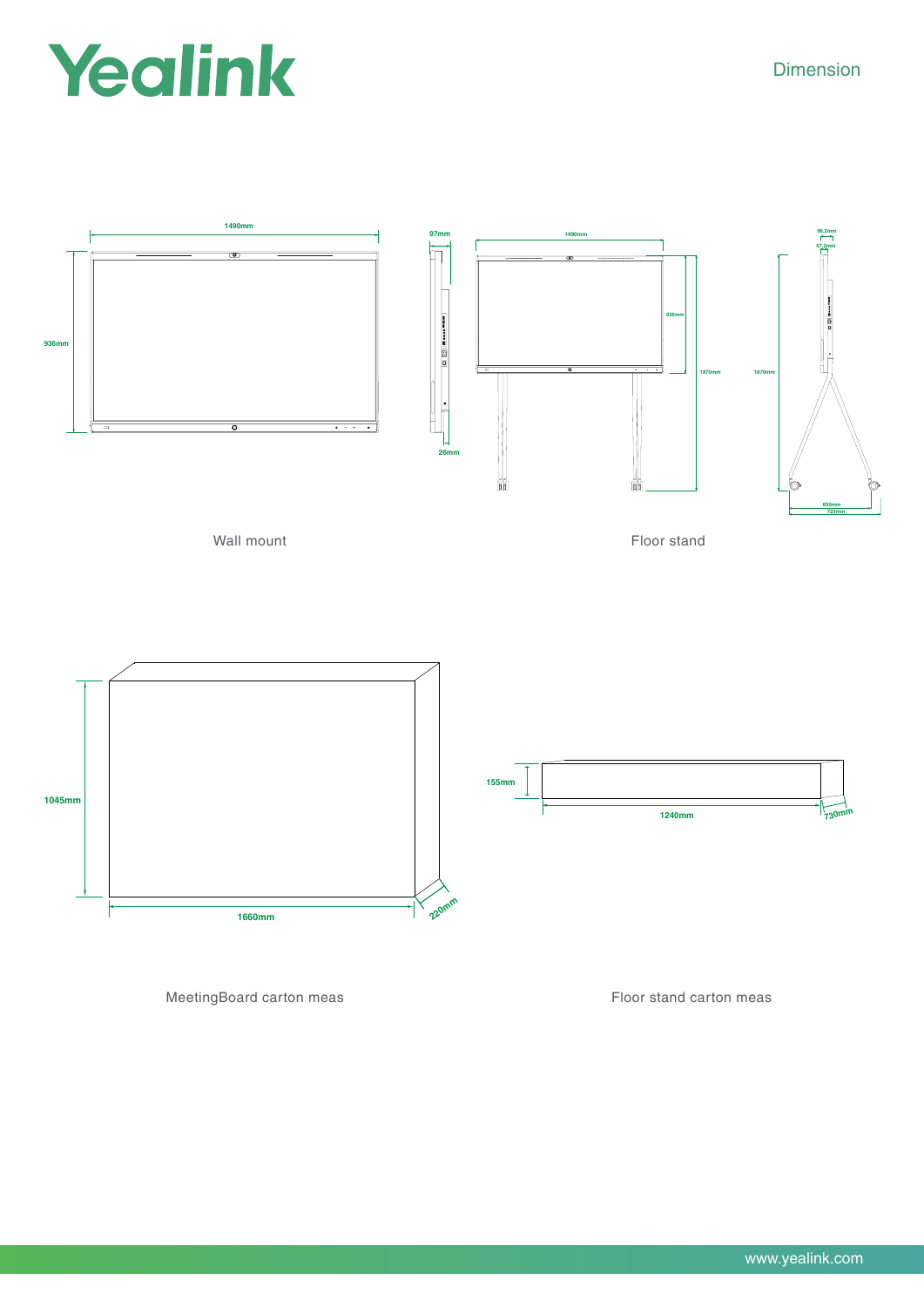# Dimension

1490mm

936mm

97mm

26mm

1490mm

936mm

1870mm

1870mm

96.2mm

57.2mm

650mm

723mm

Wall mount

Floor stand

1045mm

1660mm

220mm

155mm

1240mm

730mm

MeetingBoard carton meas

Floor stand carton meas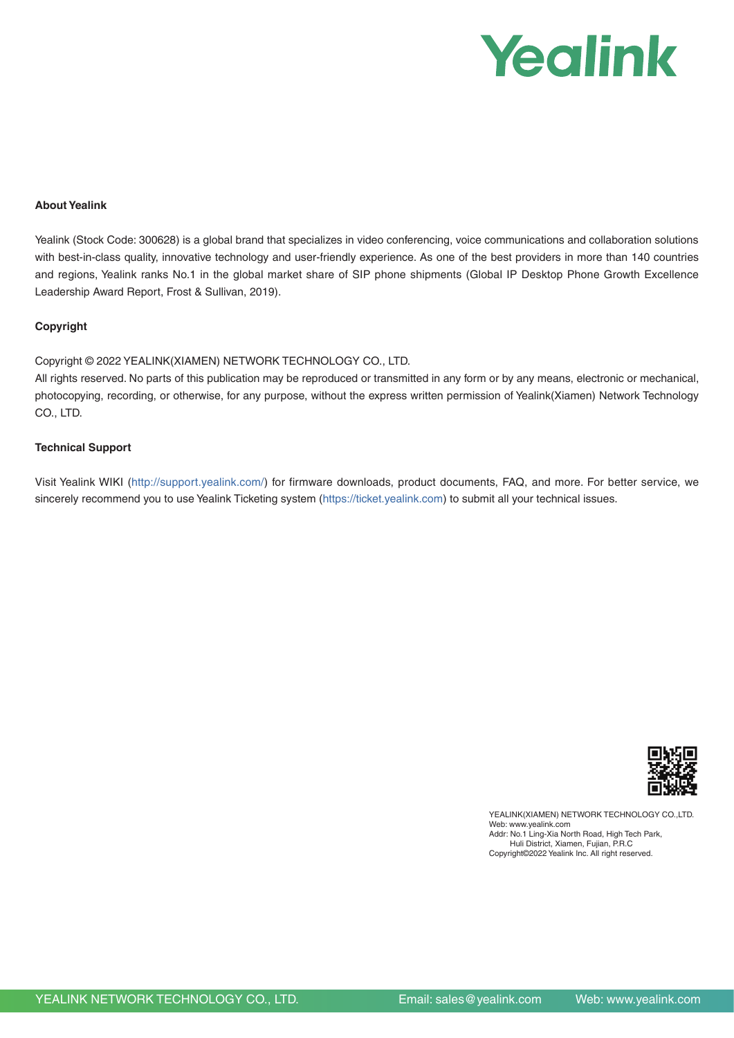Yealink

**About Yealink**

Yealink (Stock Code: 300628) is a global brand that specializes in video conferencing, voice communications and collaboration solutions with best-in-class quality, innovative technology and user-friendly experience. As one of the best providers in more than 140 countries and regions, Yealink ranks No.1 in the global market share of SIP phone shipments (Global IP Desktop Phone Growth Excellence Leadership Award Report, Frost & Sullivan, 2019).

**Copyright**

Copyright © 2022 YEALINK(XIAMEN) NETWORK TECHNOLOGY CO., LTD.
All rights reserved. No parts of this publication may be reproduced or transmitted in any form or by any means, electronic or mechanical, photocopying, recording, or otherwise, for any purpose, without the express written permission of Yealink(Xiamen) Network Technology CO., LTD.

**Technical Support**

Visit Yealink WIKI (http://support.yealink.com/) for firmware downloads, product documents, FAQ, and more. For better service, we sincerely recommend you to use Yealink Ticketing system (https://ticket.yealink.com) to submit all your technical issues.

YEALINK(XIAMEN) NETWORK TECHNOLOGY CO.,LTD.
Web: www.yealink.com
Addr: No.1 Ling-Xia North Road, High Tech Park,
Huli District, Xiamen, Fujian, P.R.C
Copyright©2022 Yealink Inc. All right reserved.

YEALINK NETWORK TECHNOLOGY CO., LTD. Email: sales@yealink.com Web: www.yealink.com